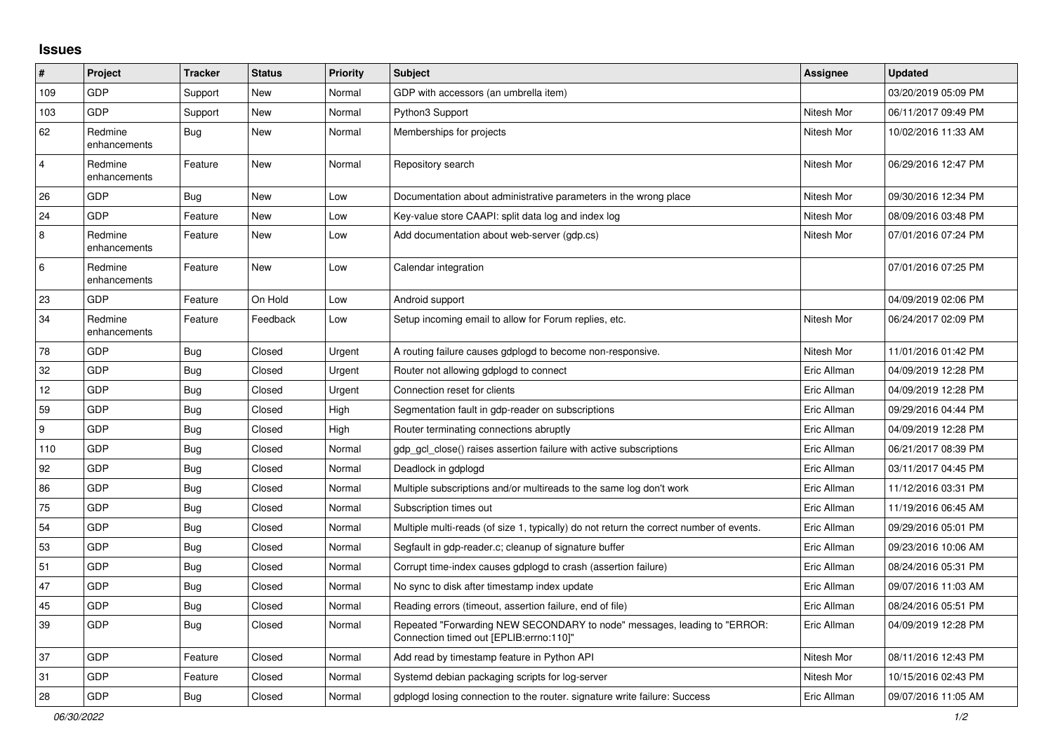## Issues

| # | Project | Tracker | Status | Priority | Subject | Assignee | Updated |
|---|---|---|---|---|---|---|---|
| 109 | GDP | Support | New | Normal | GDP with accessors (an umbrella item) | | 03/20/2019 05:09 PM |
| 103 | GDP | Support | New | Normal | Python3 Support | Nitesh Mor | 06/11/2017 09:49 PM |
| 62 | Redmine enhancements | Bug | New | Normal | Memberships for projects | Nitesh Mor | 10/02/2016 11:33 AM |
| 4 | Redmine enhancements | Feature | New | Normal | Repository search | Nitesh Mor | 06/29/2016 12:47 PM |
| 26 | GDP | Bug | New | Low | Documentation about administrative parameters in the wrong place | Nitesh Mor | 09/30/2016 12:34 PM |
| 24 | GDP | Feature | New | Low | Key-value store CAAPI: split data log and index log | Nitesh Mor | 08/09/2016 03:48 PM |
| 8 | Redmine enhancements | Feature | New | Low | Add documentation about web-server (gdp.cs) | Nitesh Mor | 07/01/2016 07:24 PM |
| 6 | Redmine enhancements | Feature | New | Low | Calendar integration | | 07/01/2016 07:25 PM |
| 23 | GDP | Feature | On Hold | Low | Android support | | 04/09/2019 02:06 PM |
| 34 | Redmine enhancements | Feature | Feedback | Low | Setup incoming email to allow for Forum replies, etc. | Nitesh Mor | 06/24/2017 02:09 PM |
| 78 | GDP | Bug | Closed | Urgent | A routing failure causes gdplogd to become non-responsive. | Nitesh Mor | 11/01/2016 01:42 PM |
| 32 | GDP | Bug | Closed | Urgent | Router not allowing gdplogd to connect | Eric Allman | 04/09/2019 12:28 PM |
| 12 | GDP | Bug | Closed | Urgent | Connection reset for clients | Eric Allman | 04/09/2019 12:28 PM |
| 59 | GDP | Bug | Closed | High | Segmentation fault in gdp-reader on subscriptions | Eric Allman | 09/29/2016 04:44 PM |
| 9 | GDP | Bug | Closed | High | Router terminating connections abruptly | Eric Allman | 04/09/2019 12:28 PM |
| 110 | GDP | Bug | Closed | Normal | gdp_gcl_close() raises assertion failure with active subscriptions | Eric Allman | 06/21/2017 08:39 PM |
| 92 | GDP | Bug | Closed | Normal | Deadlock in gdplogd | Eric Allman | 03/11/2017 04:45 PM |
| 86 | GDP | Bug | Closed | Normal | Multiple subscriptions and/or multireads to the same log don't work | Eric Allman | 11/12/2016 03:31 PM |
| 75 | GDP | Bug | Closed | Normal | Subscription times out | Eric Allman | 11/19/2016 06:45 AM |
| 54 | GDP | Bug | Closed | Normal | Multiple multi-reads (of size 1, typically) do not return the correct number of events. | Eric Allman | 09/29/2016 05:01 PM |
| 53 | GDP | Bug | Closed | Normal | Segfault in gdp-reader.c; cleanup of signature buffer | Eric Allman | 09/23/2016 10:06 AM |
| 51 | GDP | Bug | Closed | Normal | Corrupt time-index causes gdplogd to crash (assertion failure) | Eric Allman | 08/24/2016 05:31 PM |
| 47 | GDP | Bug | Closed | Normal | No sync to disk after timestamp index update | Eric Allman | 09/07/2016 11:03 AM |
| 45 | GDP | Bug | Closed | Normal | Reading errors (timeout, assertion failure, end of file) | Eric Allman | 08/24/2016 05:51 PM |
| 39 | GDP | Bug | Closed | Normal | Repeated "Forwarding NEW SECONDARY to node" messages, leading to "ERROR: Connection timed out [EPLIB:errno:110]" | Eric Allman | 04/09/2019 12:28 PM |
| 37 | GDP | Feature | Closed | Normal | Add read by timestamp feature in Python API | Nitesh Mor | 08/11/2016 12:43 PM |
| 31 | GDP | Feature | Closed | Normal | Systemd debian packaging scripts for log-server | Nitesh Mor | 10/15/2016 02:43 PM |
| 28 | GDP | Bug | Closed | Normal | gdplogd losing connection to the router. signature write failure: Success | Eric Allman | 09/07/2016 11:05 AM |

*06/30/2022*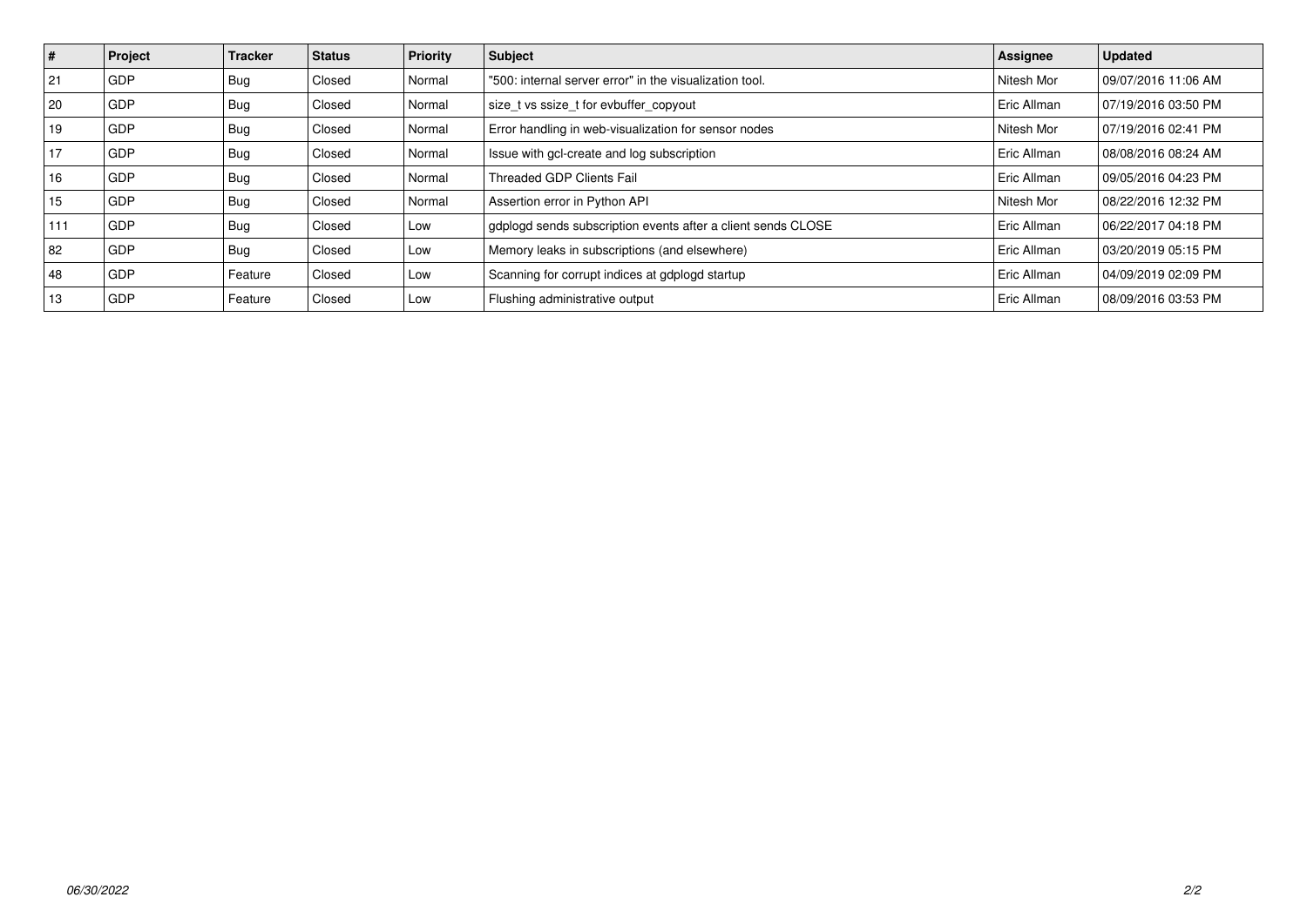| # | Project | Tracker | Status | Priority | Subject | Assignee | Updated |
|---|---|---|---|---|---|---|---|
| 21 | GDP | Bug | Closed | Normal | "500: internal server error" in the visualization tool. | Nitesh Mor | 09/07/2016 11:06 AM |
| 20 | GDP | Bug | Closed | Normal | size_t vs ssize_t for evbuffer_copyout | Eric Allman | 07/19/2016 03:50 PM |
| 19 | GDP | Bug | Closed | Normal | Error handling in web-visualization for sensor nodes | Nitesh Mor | 07/19/2016 02:41 PM |
| 17 | GDP | Bug | Closed | Normal | Issue with gcl-create and log subscription | Eric Allman | 08/08/2016 08:24 AM |
| 16 | GDP | Bug | Closed | Normal | Threaded GDP Clients Fail | Eric Allman | 09/05/2016 04:23 PM |
| 15 | GDP | Bug | Closed | Normal | Assertion error in Python API | Nitesh Mor | 08/22/2016 12:32 PM |
| 111 | GDP | Bug | Closed | Low | gdplogd sends subscription events after a client sends CLOSE | Eric Allman | 06/22/2017 04:18 PM |
| 82 | GDP | Bug | Closed | Low | Memory leaks in subscriptions (and elsewhere) | Eric Allman | 03/20/2019 05:15 PM |
| 48 | GDP | Feature | Closed | Low | Scanning for corrupt indices at gdplogd startup | Eric Allman | 04/09/2019 02:09 PM |
| 13 | GDP | Feature | Closed | Low | Flushing administrative output | Eric Allman | 08/09/2016 03:53 PM |